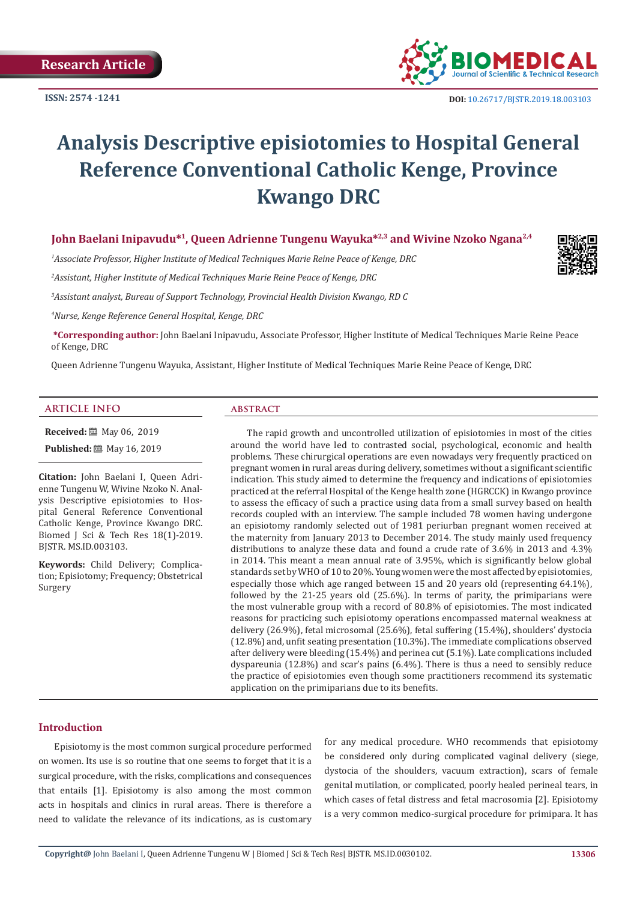Research Article

ISSN: 2574 -1241

DOI: 10.26717/BJSTR.2019.18.003103

# Analysis Descriptive episiotomies to Hospital General Reference Conventional Catholic Kenge, Province Kwango DRC

**John Baelani Inipavudu*[1], Queen Adrienne Tungenu Wayuka*[2,3] and Wivine Nzoko Ngana[2,4]**

[1]*Associate Professor, Higher Institute of Medical Techniques Marie Reine Peace of Kenge, DRC*

[2]*Assistant, Higher Institute of Medical Techniques Marie Reine Peace of Kenge, DRC*

[3]*Assistant analyst, Bureau of Support Technology, Provincial Health Division Kwango, RD C*

[4]*Nurse, Kenge Reference General Hospital, Kenge, DRC*

***Corresponding author:** John Baelani Inipavudu, Associate Professor, Higher Institute of Medical Techniques Marie Reine Peace of Kenge, DRC

Queen Adrienne Tungenu Wayuka, Assistant, Higher Institute of Medical Techniques Marie Reine Peace of Kenge, DRC

## ARTICLE INFO

**Received:** May 06, 2019

**Published:** May 16, 2019

**Citation:** John Baelani I, Queen Adrienne Tungenu W, Wivine Nzoko N. Analysis Descriptive episiotomies to Hospital General Reference Conventional Catholic Kenge, Province Kwango DRC. Biomed J Sci & Tech Res 18(1)-2019. BJSTR. MS.ID.003103.

**Keywords:** Child Delivery; Complication; Episiotomy; Frequency; Obstetrical Surgery

## ABSTRACT

The rapid growth and uncontrolled utilization of episiotomies in most of the cities around the world have led to contrasted social, psychological, economic and health problems. These chirurgical operations are even nowadays very frequently practiced on pregnant women in rural areas during delivery, sometimes without a significant scientific indication. This study aimed to determine the frequency and indications of episiotomies practiced at the referral Hospital of the Kenge health zone (HGRCCK) in Kwango province to assess the efficacy of such a practice using data from a small survey based on health records coupled with an interview. The sample included 78 women having undergone an episiotomy randomly selected out of 1981 periurban pregnant women received at the maternity from January 2013 to December 2014. The study mainly used frequency distributions to analyze these data and found a crude rate of 3.6% in 2013 and 4.3% in 2014. This meant a mean annual rate of 3.95%, which is significantly below global standards set by WHO of 10 to 20%. Young women were the most affected by episiotomies, especially those which age ranged between 15 and 20 years old (representing 64.1%), followed by the 21-25 years old (25.6%). In terms of parity, the primiparians were the most vulnerable group with a record of 80.8% of episiotomies. The most indicated reasons for practicing such episiotomy operations encompassed maternal weakness at delivery (26.9%), fetal microsomal (25.6%), fetal suffering (15.4%), shoulders' dystocia (12.8%) and, unfit seating presentation (10.3%). The immediate complications observed after delivery were bleeding (15.4%) and perinea cut (5.1%). Late complications included dyspareunia (12.8%) and scar's pains (6.4%). There is thus a need to sensibly reduce the practice of episiotomies even though some practitioners recommend its systematic application on the primiparians due to its benefits.

## Introduction

Episiotomy is the most common surgical procedure performed on women. Its use is so routine that one seems to forget that it is a surgical procedure, with the risks, complications and consequences that entails [1]. Episiotomy is also among the most common acts in hospitals and clinics in rural areas. There is therefore a need to validate the relevance of its indications, as is customary for any medical procedure. WHO recommends that episiotomy be considered only during complicated vaginal delivery (siege, dystocia of the shoulders, vacuum extraction), scars of female genital mutilation, or complicated, poorly healed perineal tears, in which cases of fetal distress and fetal macrosomia [2]. Episiotomy is a very common medico-surgical procedure for primipara. It has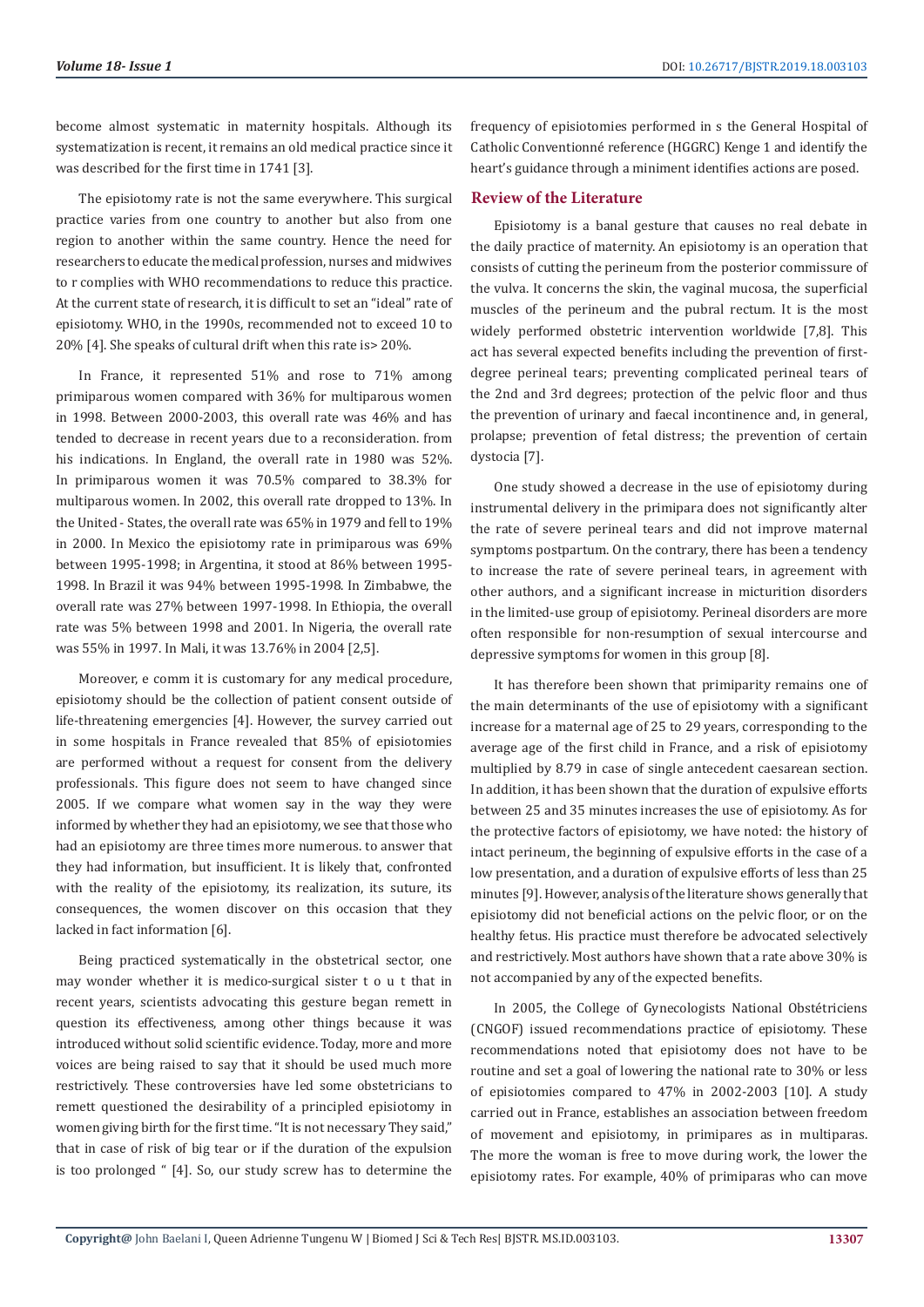become almost systematic in maternity hospitals. Although its systematization is recent, it remains an old medical practice since it was described for the first time in 1741 [3].

The episiotomy rate is not the same everywhere. This surgical practice varies from one country to another but also from one region to another within the same country. Hence the need for researchers to educate the medical profession, nurses and midwives to r complies with WHO recommendations to reduce this practice. At the current state of research, it is difficult to set an "ideal" rate of episiotomy. WHO, in the 1990s, recommended not to exceed 10 to 20% [4]. She speaks of cultural drift when this rate is> 20%.

In France, it represented 51% and rose to 71% among primiparous women compared with 36% for multiparous women in 1998. Between 2000-2003, this overall rate was 46% and has tended to decrease in recent years due to a reconsideration. from his indications. In England, the overall rate in 1980 was 52%. In primiparous women it was 70.5% compared to 38.3% for multiparous women. In 2002, this overall rate dropped to 13%. In the United - States, the overall rate was 65% in 1979 and fell to 19% in 2000. In Mexico the episiotomy rate in primiparous was 69% between 1995-1998; in Argentina, it stood at 86% between 1995-1998. In Brazil it was 94% between 1995-1998. In Zimbabwe, the overall rate was 27% between 1997-1998. In Ethiopia, the overall rate was 5% between 1998 and 2001. In Nigeria, the overall rate was 55% in 1997. In Mali, it was 13.76% in 2004 [2,5].

Moreover, e comm it is customary for any medical procedure, episiotomy should be the collection of patient consent outside of life-threatening emergencies [4]. However, the survey carried out in some hospitals in France revealed that 85% of episiotomies are performed without a request for consent from the delivery professionals. This figure does not seem to have changed since 2005. If we compare what women say in the way they were informed by whether they had an episiotomy, we see that those who had an episiotomy are three times more numerous. to answer that they had information, but insufficient. It is likely that, confronted with the reality of the episiotomy, its realization, its suture, its consequences, the women discover on this occasion that they lacked in fact information [6].

Being practiced systematically in the obstetrical sector, one may wonder whether it is medico-surgical sister t o u t that in recent years, scientists advocating this gesture began remett in question its effectiveness, among other things because it was introduced without solid scientific evidence. Today, more and more voices are being raised to say that it should be used much more restrictively. These controversies have led some obstetricians to remett questioned the desirability of a principled episiotomy in women giving birth for the first time. "It is not necessary They said," that in case of risk of big tear or if the duration of the expulsion is too prolonged " [4]. So, our study screw has to determine the frequency of episiotomies performed in s the General Hospital of Catholic Conventionné reference (HGGRC) Kenge 1 and identify the heart's guidance through a miniment identifies actions are posed.

## Review of the Literature

Episiotomy is a banal gesture that causes no real debate in the daily practice of maternity. An episiotomy is an operation that consists of cutting the perineum from the posterior commissure of the vulva. It concerns the skin, the vaginal mucosa, the superficial muscles of the perineum and the pubral rectum. It is the most widely performed obstetric intervention worldwide [7,8]. This act has several expected benefits including the prevention of first-degree perineal tears; preventing complicated perineal tears of the 2nd and 3rd degrees; protection of the pelvic floor and thus the prevention of urinary and faecal incontinence and, in general, prolapse; prevention of fetal distress; the prevention of certain dystocia [7].

One study showed a decrease in the use of episiotomy during instrumental delivery in the primipara does not significantly alter the rate of severe perineal tears and did not improve maternal symptoms postpartum. On the contrary, there has been a tendency to increase the rate of severe perineal tears, in agreement with other authors, and a significant increase in micturition disorders in the limited-use group of episiotomy. Perineal disorders are more often responsible for non-resumption of sexual intercourse and depressive symptoms for women in this group [8].

It has therefore been shown that primiparity remains one of the main determinants of the use of episiotomy with a significant increase for a maternal age of 25 to 29 years, corresponding to the average age of the first child in France, and a risk of episiotomy multiplied by 8.79 in case of single antecedent caesarean section. In addition, it has been shown that the duration of expulsive efforts between 25 and 35 minutes increases the use of episiotomy. As for the protective factors of episiotomy, we have noted: the history of intact perineum, the beginning of expulsive efforts in the case of a low presentation, and a duration of expulsive efforts of less than 25 minutes [9]. However, analysis of the literature shows generally that episiotomy did not beneficial actions on the pelvic floor, or on the healthy fetus. His practice must therefore be advocated selectively and restrictively. Most authors have shown that a rate above 30% is not accompanied by any of the expected benefits.

In 2005, the College of Gynecologists National Obstétriciens (CNGOF) issued recommendations practice of episiotomy. These recommendations noted that episiotomy does not have to be routine and set a goal of lowering the national rate to 30% or less of episiotomies compared to 47% in 2002-2003 [10]. A study carried out in France, establishes an association between freedom of movement and episiotomy, in primipares as in multiparas. The more the woman is free to move during work, the lower the episiotomy rates. For example, 40% of primiparas who can move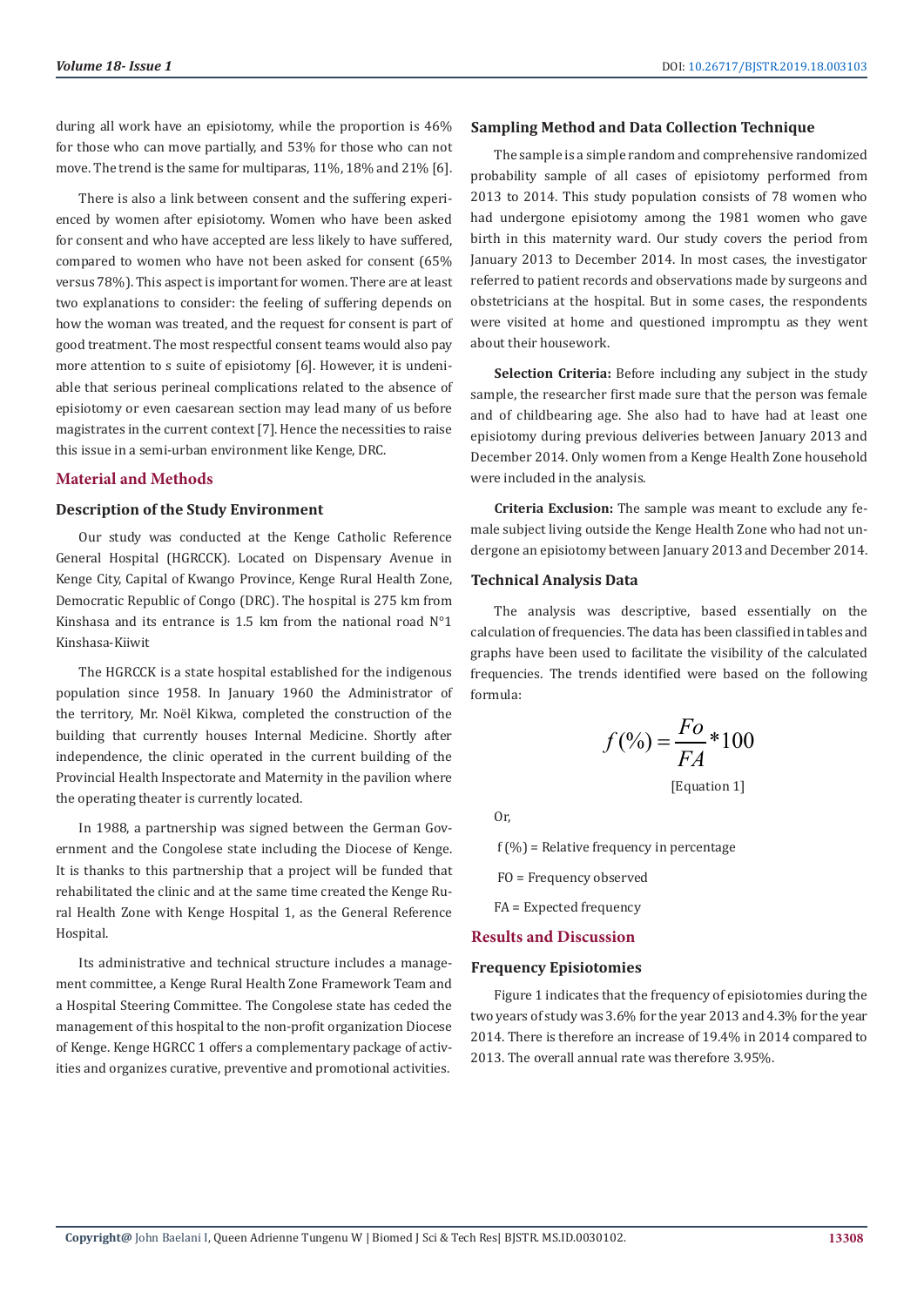during all work have an episiotomy, while the proportion is 46% for those who can move partially, and 53% for those who can not move. The trend is the same for multiparas, 11%, 18% and 21% [6].

There is also a link between consent and the suffering experienced by women after episiotomy. Women who have been asked for consent and who have accepted are less likely to have suffered, compared to women who have not been asked for consent (65% versus 78%). This aspect is important for women. There are at least two explanations to consider: the feeling of suffering depends on how the woman was treated, and the request for consent is part of good treatment. The most respectful consent teams would also pay more attention to s suite of episiotomy [6]. However, it is undeniable that serious perineal complications related to the absence of episiotomy or even caesarean section may lead many of us before magistrates in the current context [7]. Hence the necessities to raise this issue in a semi-urban environment like Kenge, DRC.

## Material and Methods

### Description of the Study Environment

Our study was conducted at the Kenge Catholic Reference General Hospital (HGRCCK). Located on Dispensary Avenue in Kenge City, Capital of Kwango Province, Kenge Rural Health Zone, Democratic Republic of Congo (DRC). The hospital is 275 km from Kinshasa and its entrance is 1.5 km from the national road N°1 Kinshasa-Kiiwit

The HGRCCK is a state hospital established for the indigenous population since 1958. In January 1960 the Administrator of the territory, Mr. Noël Kikwa, completed the construction of the building that currently houses Internal Medicine. Shortly after independence, the clinic operated in the current building of the Provincial Health Inspectorate and Maternity in the pavilion where the operating theater is currently located.

In 1988, a partnership was signed between the German Government and the Congolese state including the Diocese of Kenge. It is thanks to this partnership that a project will be funded that rehabilitated the clinic and at the same time created the Kenge Rural Health Zone with Kenge Hospital 1, as the General Reference Hospital.

Its administrative and technical structure includes a management committee, a Kenge Rural Health Zone Framework Team and a Hospital Steering Committee. The Congolese state has ceded the management of this hospital to the non-profit organization Diocese of Kenge. Kenge HGRCC 1 offers a complementary package of activities and organizes curative, preventive and promotional activities.

### Sampling Method and Data Collection Technique

The sample is a simple random and comprehensive randomized probability sample of all cases of episiotomy performed from 2013 to 2014. This study population consists of 78 women who had undergone episiotomy among the 1981 women who gave birth in this maternity ward. Our study covers the period from January 2013 to December 2014. In most cases, the investigator referred to patient records and observations made by surgeons and obstetricians at the hospital. But in some cases, the respondents were visited at home and questioned impromptu as they went about their housework.

**Selection Criteria:** Before including any subject in the study sample, the researcher first made sure that the person was female and of childbearing age. She also had to have had at least one episiotomy during previous deliveries between January 2013 and December 2014. Only women from a Kenge Health Zone household were included in the analysis.

**Criteria Exclusion:** The sample was meant to exclude any female subject living outside the Kenge Health Zone who had not undergone an episiotomy between January 2013 and December 2014.

### Technical Analysis Data

The analysis was descriptive, based essentially on the calculation of frequencies. The data has been classified in tables and graphs have been used to facilitate the visibility of the calculated frequencies. The trends identified were based on the following formula:

$$f(\%) = \frac{Fo}{FA} * 100$$

[Equation 1]

Or,

f (%) = Relative frequency in percentage

FO = Frequency observed

FA = Expected frequency

## Results and Discussion

### Frequency Episiotomies

Figure 1 indicates that the frequency of episiotomies during the two years of study was 3.6% for the year 2013 and 4.3% for the year 2014. There is therefore an increase of 19.4% in 2014 compared to 2013. The overall annual rate was therefore 3.95%.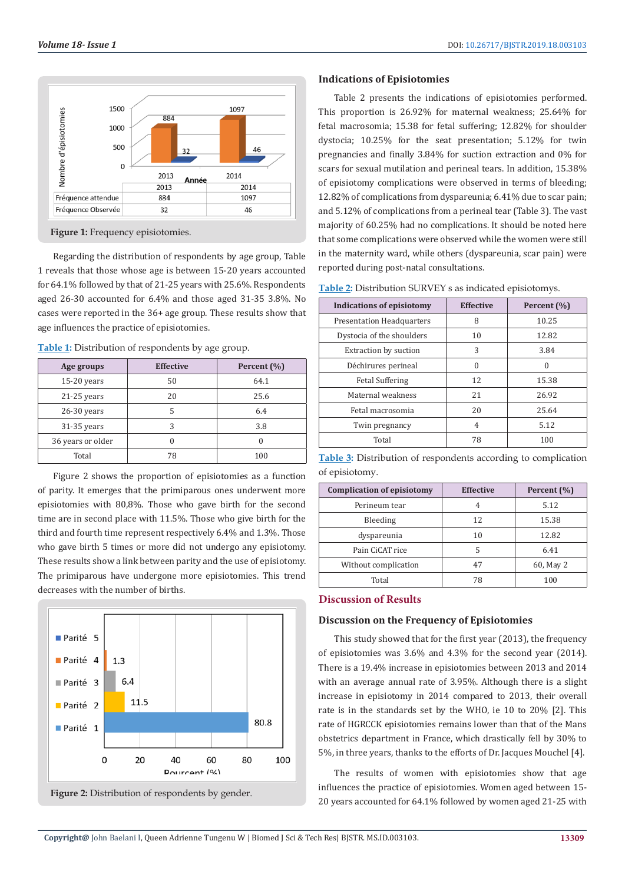Figure 1: Frequency episiotomies.

Regarding the distribution of respondents by age group, Table 1 reveals that those whose age is between 15-20 years accounted for 64.1% followed by that of 21-25 years with 25.6%. Respondents aged 26-30 accounted for 6.4% and those aged 31-35 3.8%. No cases were reported in the 36+ age group. These results show that age influences the practice of episiotomies.

Table 1: Distribution of respondents by age group.

| Age groups | Effective | Percent (%) |
|---|---|---|
| 15-20 years | 50 | 64.1 |
| 21-25 years | 20 | 25.6 |
| 26-30 years | 5 | 6.4 |
| 31-35 years | 3 | 3.8 |
| 36 years or older | 0 | 0 |
| Total | 78 | 100 |

Figure 2 shows the proportion of episiotomies as a function of parity. It emerges that the primiparous ones underwent more episiotomies with 80,8%. Those who gave birth for the second time are in second place with 11.5%. Those who give birth for the third and fourth time represent respectively 6.4% and 1.3%. Those who gave birth 5 times or more did not undergo any episiotomy. These results show a link between parity and the use of episiotomy. The primiparous have undergone more episiotomies. This trend decreases with the number of births.

Figure 2: Distribution of respondents by gender.

## Indications of Episiotomies

Table 2 presents the indications of episiotomies performed. This proportion is 26.92% for maternal weakness; 25.64% for fetal macrosomia; 15.38 for fetal suffering; 12.82% for shoulder dystocia; 10.25% for the seat presentation; 5.12% for twin pregnancies and finally 3.84% for suction extraction and 0% for scars for sexual mutilation and perineal tears. In addition, 15.38% of episiotomy complications were observed in terms of bleeding; 12.82% of complications from dyspareunia; 6.41% due to scar pain; and 5.12% of complications from a perineal tear (Table 3). The vast majority of 60.25% had no complications. It should be noted here that some complications were observed while the women were still in the maternity ward, while others (dyspareunia, scar pain) were reported during post-natal consultations.

Table 2: Distribution SURVEY s as indicated episiotomys.

| Indications of episiotomy | Effective | Percent (%) |
|---|---|---|
| Presentation Headquarters | 8 | 10.25 |
| Dystocia of the shoulders | 10 | 12.82 |
| Extraction by suction | 3 | 3.84 |
| Déchirures perineal | 0 | 0 |
| Fetal Suffering | 12 | 15.38 |
| Maternal weakness | 21 | 26.92 |
| Fetal macrosomia | 20 | 25.64 |
| Twin pregnancy | 4 | 5.12 |
| Total | 78 | 100 |

Table 3: Distribution of respondents according to complication of episiotomy.

| Complication of episiotomy | Effective | Percent (%) |
|---|---|---|
| Perineum tear | 4 | 5.12 |
| Bleeding | 12 | 15.38 |
| dyspareunia | 10 | 12.82 |
| Pain CiCAT rice | 5 | 6.41 |
| Without complication | 47 | 60, May 2 |
| Total | 78 | 100 |

## Discussion of Results

### Discussion on the Frequency of Episiotomies

This study showed that for the first year (2013), the frequency of episiotomies was 3.6% and 4.3% for the second year (2014). There is a 19.4% increase in episiotomies between 2013 and 2014 with an average annual rate of 3.95%. Although there is a slight increase in episiotomy in 2014 compared to 2013, their overall rate is in the standards set by the WHO, ie 10 to 20% [2]. This rate of HGRCCK episiotomies remains lower than that of the Mans obstetrics department in France, which drastically fell by 30% to 5%, in three years, thanks to the efforts of Dr. Jacques Mouchel [4].

The results of women with episiotomies show that age influences the practice of episiotomies. Women aged between 15-20 years accounted for 64.1% followed by women aged 21-25 with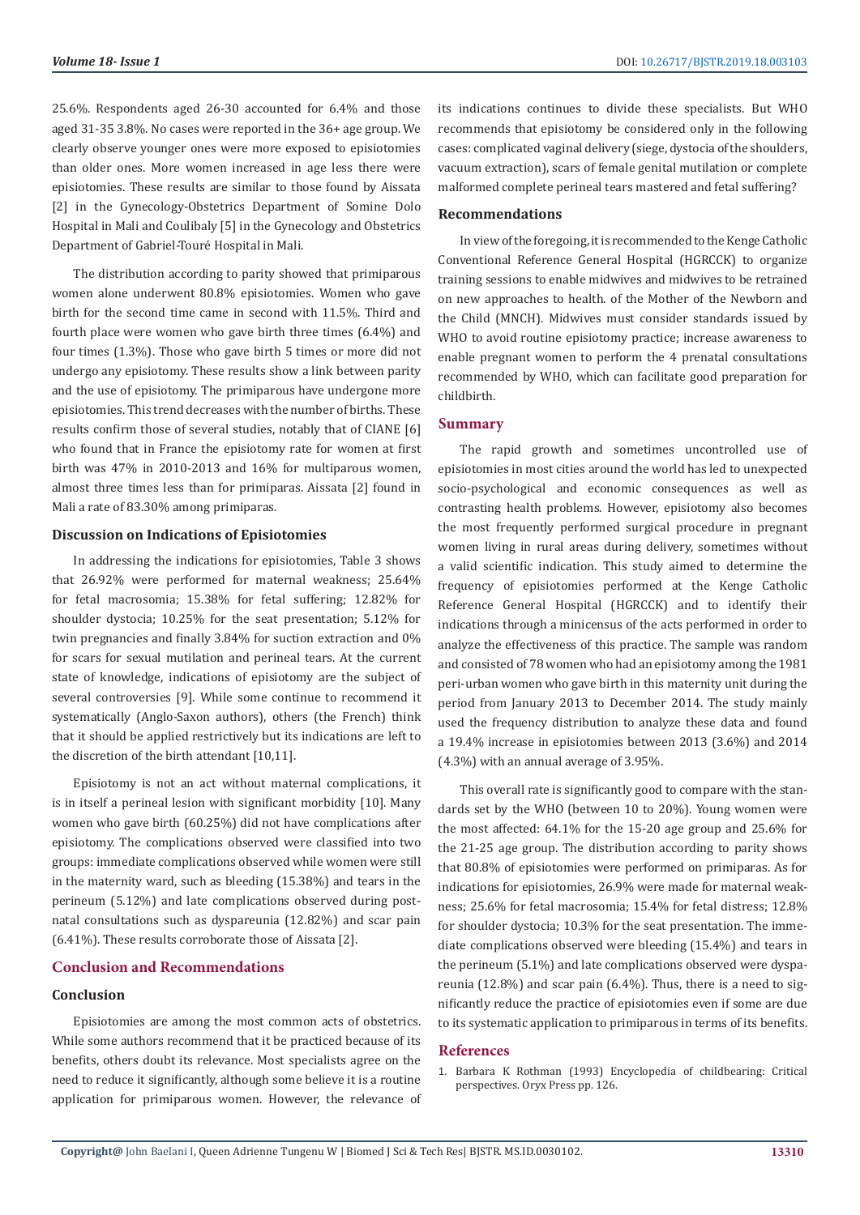25.6%. Respondents aged 26-30 accounted for 6.4% and those aged 31-35 3.8%. No cases were reported in the 36+ age group. We clearly observe younger ones were more exposed to episiotomies than older ones. More women increased in age less there were episiotomies. These results are similar to those found by Aissata [2] in the Gynecology-Obstetrics Department of Somine Dolo Hospital in Mali and Coulibaly [5] in the Gynecology and Obstetrics Department of Gabriel-Touré Hospital in Mali.

The distribution according to parity showed that primiparous women alone underwent 80.8% episiotomies. Women who gave birth for the second time came in second with 11.5%. Third and fourth place were women who gave birth three times (6.4%) and four times (1.3%). Those who gave birth 5 times or more did not undergo any episiotomy. These results show a link between parity and the use of episiotomy. The primiparous have undergone more episiotomies. This trend decreases with the number of births. These results confirm those of several studies, notably that of CIANE [6] who found that in France the episiotomy rate for women at first birth was 47% in 2010-2013 and 16% for multiparous women, almost three times less than for primiparas. Aissata [2] found in Mali a rate of 83.30% among primiparas.

### Discussion on Indications of Episiotomies

In addressing the indications for episiotomies, Table 3 shows that 26.92% were performed for maternal weakness; 25.64% for fetal macrosomia; 15.38% for fetal suffering; 12.82% for shoulder dystocia; 10.25% for the seat presentation; 5.12% for twin pregnancies and finally 3.84% for suction extraction and 0% for scars for sexual mutilation and perineal tears. At the current state of knowledge, indications of episiotomy are the subject of several controversies [9]. While some continue to recommend it systematically (Anglo-Saxon authors), others (the French) think that it should be applied restrictively but its indications are left to the discretion of the birth attendant [10,11].

Episiotomy is not an act without maternal complications, it is in itself a perineal lesion with significant morbidity [10]. Many women who gave birth (60.25%) did not have complications after episiotomy. The complications observed were classified into two groups: immediate complications observed while women were still in the maternity ward, such as bleeding (15.38%) and tears in the perineum (5.12%) and late complications observed during post-natal consultations such as dyspareunia (12.82%) and scar pain (6.41%). These results corroborate those of Aissata [2].

## Conclusion and Recommendations

### Conclusion

Episiotomies are among the most common acts of obstetrics. While some authors recommend that it be practiced because of its benefits, others doubt its relevance. Most specialists agree on the need to reduce it significantly, although some believe it is a routine application for primiparous women. However, the relevance of its indications continues to divide these specialists. But WHO recommends that episiotomy be considered only in the following cases: complicated vaginal delivery (siege, dystocia of the shoulders, vacuum extraction), scars of female genital mutilation or complete malformed complete perineal tears mastered and fetal suffering?

### Recommendations

In view of the foregoing, it is recommended to the Kenge Catholic Conventional Reference General Hospital (HGRCCK) to organize training sessions to enable midwives and midwives to be retrained on new approaches to health. of the Mother of the Newborn and the Child (MNCH). Midwives must consider standards issued by WHO to avoid routine episiotomy practice; increase awareness to enable pregnant women to perform the 4 prenatal consultations recommended by WHO, which can facilitate good preparation for childbirth.

## Summary

The rapid growth and sometimes uncontrolled use of episiotomies in most cities around the world has led to unexpected socio-psychological and economic consequences as well as contrasting health problems. However, episiotomy also becomes the most frequently performed surgical procedure in pregnant women living in rural areas during delivery, sometimes without a valid scientific indication. This study aimed to determine the frequency of episiotomies performed at the Kenge Catholic Reference General Hospital (HGRCCK) and to identify their indications through a minicensus of the acts performed in order to analyze the effectiveness of this practice. The sample was random and consisted of 78 women who had an episiotomy among the 1981 peri-urban women who gave birth in this maternity unit during the period from January 2013 to December 2014. The study mainly used the frequency distribution to analyze these data and found a 19.4% increase in episiotomies between 2013 (3.6%) and 2014 (4.3%) with an annual average of 3.95%.

This overall rate is significantly good to compare with the standards set by the WHO (between 10 to 20%). Young women were the most affected: 64.1% for the 15-20 age group and 25.6% for the 21-25 age group. The distribution according to parity shows that 80.8% of episiotomies were performed on primiparas. As for indications for episiotomies, 26.9% were made for maternal weakness; 25.6% for fetal macrosomia; 15.4% for fetal distress; 12.8% for shoulder dystocia; 10.3% for the seat presentation. The immediate complications observed were bleeding (15.4%) and tears in the perineum (5.1%) and late complications observed were dyspareunia (12.8%) and scar pain (6.4%). Thus, there is a need to significantly reduce the practice of episiotomies even if some are due to its systematic application to primiparous in terms of its benefits.

## References

1. Barbara K Rothman (1993) Encyclopedia of childbearing: Critical perspectives. Oryx Press pp. 126.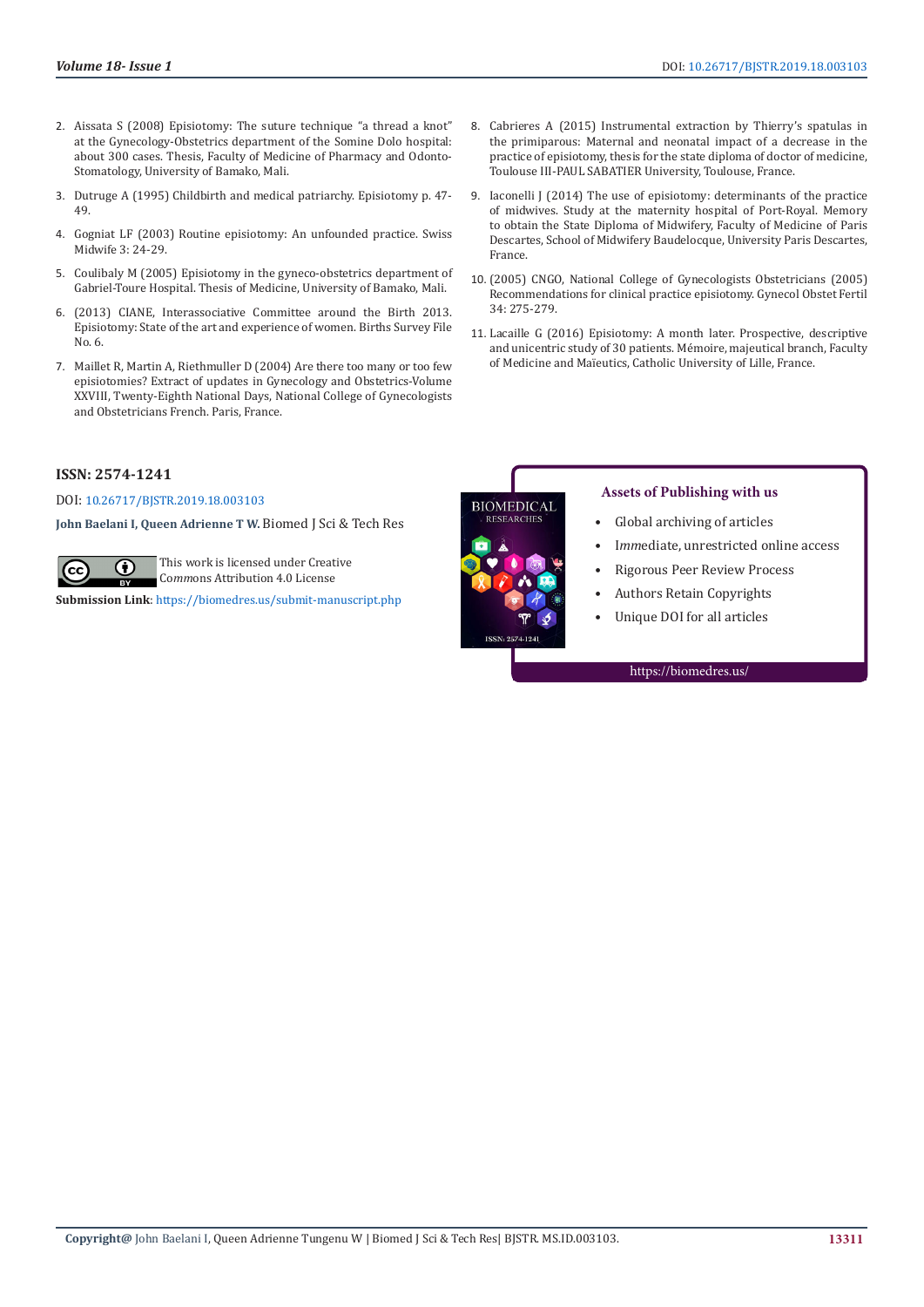2. Aissata S (2008) Episiotomy: The suture technique "a thread a knot" at the Gynecology-Obstetrics department of the Somine Dolo hospital: about 300 cases. Thesis, Faculty of Medicine of Pharmacy and Odonto-Stomatology, University of Bamako, Mali.
3. Dutruge A (1995) Childbirth and medical patriarchy. Episiotomy p. 47-49.
4. Gogniat LF (2003) Routine episiotomy: An unfounded practice. Swiss Midwife 3: 24-29.
5. Coulibaly M (2005) Episiotomy in the gyneco-obstetrics department of Gabriel-Toure Hospital. Thesis of Medicine, University of Bamako, Mali.
6. (2013) CIANE, Interassociative Committee around the Birth 2013. Episiotomy: State of the art and experience of women. Births Survey File No. 6.
7. Maillet R, Martin A, Riethmuller D (2004) Are there too many or too few episiotomies? Extract of updates in Gynecology and Obstetrics-Volume XXVIII, Twenty-Eighth National Days, National College of Gynecologists and Obstetricians French. Paris, France.
8. Cabrieres A (2015) Instrumental extraction by Thierry's spatulas in the primiparous: Maternal and neonatal impact of a decrease in the practice of episiotomy, thesis for the state diploma of doctor of medicine, Toulouse III-PAUL SABATIER University, Toulouse, France.
9. Iaconelli J (2014) The use of episiotomy: determinants of the practice of midwives. Study at the maternity hospital of Port-Royal. Memory to obtain the State Diploma of Midwifery, Faculty of Medicine of Paris Descartes, School of Midwifery Baudelocque, University Paris Descartes, France.
10. (2005) CNGO, National College of Gynecologists Obstetricians (2005) Recommendations for clinical practice episiotomy. Gynecol Obstet Fertil 34: 275-279.
11. Lacaille G (2016) Episiotomy: A month later. Prospective, descriptive and unicentric study of 30 patients. Mémoire, majeutical branch, Faculty of Medicine and Maïeutics, Catholic University of Lille, France.

**ISSN: 2574-1241**

DOI: 10.26717/BJSTR.2019.18.003103

**John Baelani I, Queen Adrienne T W.** Biomed J Sci & Tech Res

This work is licensed under Creative Commons Attribution 4.0 License

**Submission Link**: https://biomedres.us/submit-manuscript.php

**Assets of Publishing with us**

- Global archiving of articles
- Immediate, unrestricted online access
- Rigorous Peer Review Process
- Authors Retain Copyrights
- Unique DOI for all articles

https://biomedres.us/